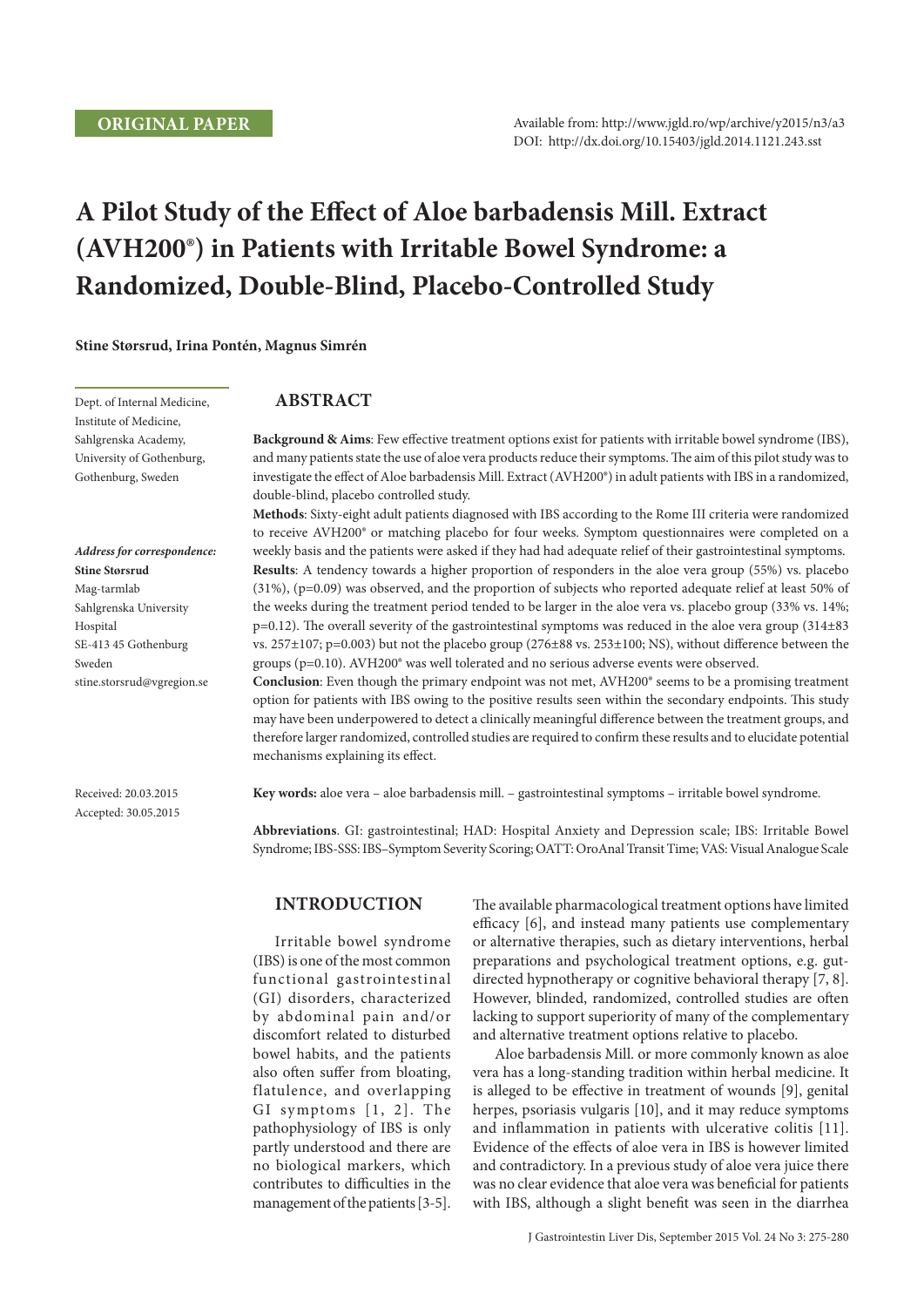**ORIGINAL PAPER**

Available from: http://www.jgld.ro/wp/archive/y2015/n3/a3
DOI: http://dx.doi.org/10.15403/jgld.2014.1121.243.sst

# A Pilot Study of the Effect of Aloe barbadensis Mill. Extract (AVH200®) in Patients with Irritable Bowel Syndrome: a Randomized, Double-Blind, Placebo-Controlled Study

**Stine Størsrud, Irina Pontén, Magnus Simrén**

Dept. of Internal Medicine, Institute of Medicine, Sahlgrenska Academy, University of Gothenburg, Gothenburg, Sweden

***Address for correspondence:***
**Stine Størsrud**
Mag-tarmlab
Sahlgrenska University Hospital
SE-413 45 Gothenburg
Sweden
stine.storsrud@vgregion.se

Received: 20.03.2015
Accepted: 30.05.2015

## ABSTRACT

**Background & Aims**: Few effective treatment options exist for patients with irritable bowel syndrome (IBS), and many patients state the use of aloe vera products reduce their symptoms. The aim of this pilot study was to investigate the effect of Aloe barbadensis Mill. Extract (AVH200®) in adult patients with IBS in a randomized, double-blind, placebo controlled study.

**Methods**: Sixty-eight adult patients diagnosed with IBS according to the Rome III criteria were randomized to receive AVH200® or matching placebo for four weeks. Symptom questionnaires were completed on a weekly basis and the patients were asked if they had had adequate relief of their gastrointestinal symptoms.

**Results**: A tendency towards a higher proportion of responders in the aloe vera group (55%) vs. placebo (31%), (p=0.09) was observed, and the proportion of subjects who reported adequate relief at least 50% of the weeks during the treatment period tended to be larger in the aloe vera vs. placebo group (33% vs. 14%; p=0.12). The overall severity of the gastrointestinal symptoms was reduced in the aloe vera group (314±83 vs. 257±107; p=0.003) but not the placebo group (276±88 vs. 253±100; NS), without difference between the groups (p=0.10). AVH200® was well tolerated and no serious adverse events were observed.

**Conclusion**: Even though the primary endpoint was not met, AVH200® seems to be a promising treatment option for patients with IBS owing to the positive results seen within the secondary endpoints. This study may have been underpowered to detect a clinically meaningful difference between the treatment groups, and therefore larger randomized, controlled studies are required to confirm these results and to elucidate potential mechanisms explaining its effect.

**Key words:** aloe vera – aloe barbadensis mill. – gastrointestinal symptoms – irritable bowel syndrome.

**Abbreviations**. GI: gastrointestinal; HAD: Hospital Anxiety and Depression scale; IBS: Irritable Bowel Syndrome; IBS-SSS: IBS–Symptom Severity Scoring; OATT: OroAnal Transit Time; VAS: Visual Analogue Scale

## INTRODUCTION

Irritable bowel syndrome (IBS) is one of the most common functional gastrointestinal (GI) disorders, characterized by abdominal pain and/or discomfort related to disturbed bowel habits, and the patients also often suffer from bloating, flatulence, and overlapping GI symptoms [1, 2]. The pathophysiology of IBS is only partly understood and there are no biological markers, which contributes to difficulties in the management of the patients [3-5]. The available pharmacological treatment options have limited efficacy [6], and instead many patients use complementary or alternative therapies, such as dietary interventions, herbal preparations and psychological treatment options, e.g. gut-directed hypnotherapy or cognitive behavioral therapy [7, 8]. However, blinded, randomized, controlled studies are often lacking to support superiority of many of the complementary and alternative treatment options relative to placebo.

Aloe barbadensis Mill. or more commonly known as aloe vera has a long-standing tradition within herbal medicine. It is alleged to be effective in treatment of wounds [9], genital herpes, psoriasis vulgaris [10], and it may reduce symptoms and inflammation in patients with ulcerative colitis [11]. Evidence of the effects of aloe vera in IBS is however limited and contradictory. In a previous study of aloe vera juice there was no clear evidence that aloe vera was beneficial for patients with IBS, although a slight benefit was seen in the diarrhea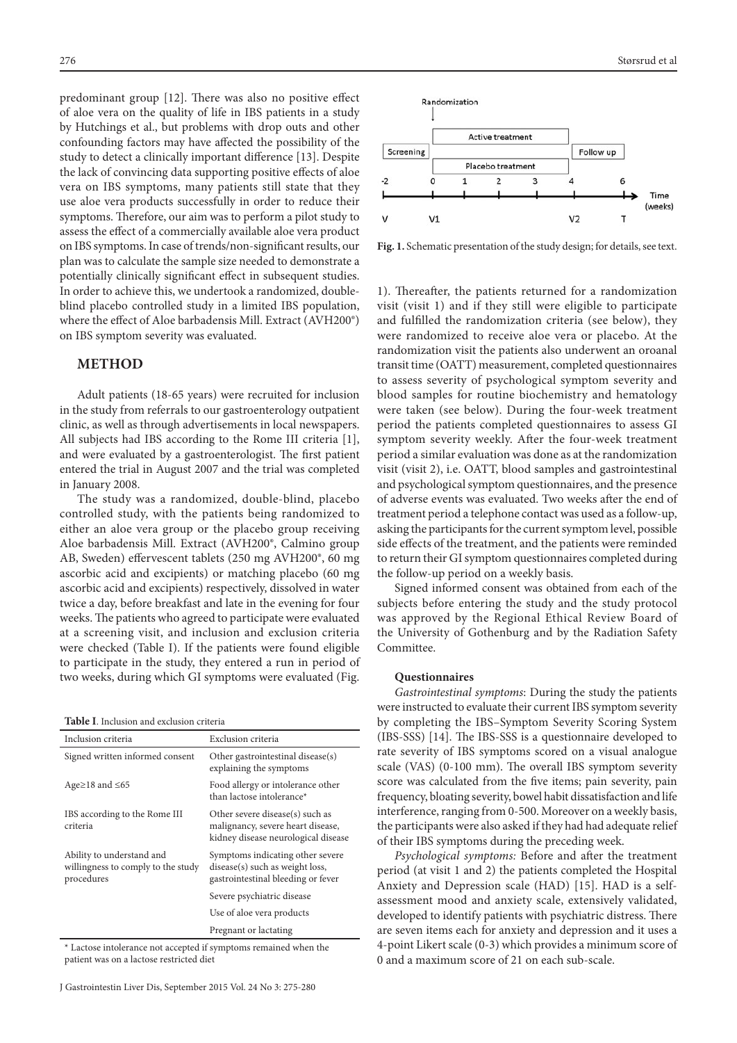predominant group [12]. There was also no positive effect of aloe vera on the quality of life in IBS patients in a study by Hutchings et al., but problems with drop outs and other confounding factors may have affected the possibility of the study to detect a clinically important difference [13]. Despite the lack of convincing data supporting positive effects of aloe vera on IBS symptoms, many patients still state that they use aloe vera products successfully in order to reduce their symptoms. Therefore, our aim was to perform a pilot study to assess the effect of a commercially available aloe vera product on IBS symptoms. In case of trends/non-significant results, our plan was to calculate the sample size needed to demonstrate a potentially clinically significant effect in subsequent studies. In order to achieve this, we undertook a randomized, double-blind placebo controlled study in a limited IBS population, where the effect of Aloe barbadensis Mill. Extract (AVH200®) on IBS symptom severity was evaluated.

## METHOD

Adult patients (18-65 years) were recruited for inclusion in the study from referrals to our gastroenterology outpatient clinic, as well as through advertisements in local newspapers. All subjects had IBS according to the Rome III criteria [1], and were evaluated by a gastroenterologist. The first patient entered the trial in August 2007 and the trial was completed in January 2008.

The study was a randomized, double-blind, placebo controlled study, with the patients being randomized to either an aloe vera group or the placebo group receiving Aloe barbadensis Mill. Extract (AVH200®, Calmino group AB, Sweden) effervescent tablets (250 mg AVH200®, 60 mg ascorbic acid and excipients) or matching placebo (60 mg ascorbic acid and excipients) respectively, dissolved in water twice a day, before breakfast and late in the evening for four weeks. The patients who agreed to participate were evaluated at a screening visit, and inclusion and exclusion criteria were checked (Table I). If the patients were found eligible to participate in the study, they entered a run in period of two weeks, during which GI symptoms were evaluated (Fig. 1). Thereafter, the patients returned for a randomization visit (visit 1) and if they still were eligible to participate and fulfilled the randomization criteria (see below), they were randomized to receive aloe vera or placebo. At the randomization visit the patients also underwent an oroanal transit time (OATT) measurement, completed questionnaires to assess severity of psychological symptom severity and blood samples for routine biochemistry and hematology were taken (see below). During the four-week treatment period the patients completed questionnaires to assess GI symptom severity weekly. After the four-week treatment period a similar evaluation was done as at the randomization visit (visit 2), i.e. OATT, blood samples and gastrointestinal and psychological symptom questionnaires, and the presence of adverse events was evaluated. Two weeks after the end of treatment period a telephone contact was used as a follow-up, asking the participants for the current symptom level, possible side effects of the treatment, and the patients were reminded to return their GI symptom questionnaires completed during the follow-up period on a weekly basis.

**Table I**. Inclusion and exclusion criteria

| Inclusion criteria | Exclusion criteria |
|---|---|
| Signed written informed consent | Other gastrointestinal disease(s) explaining the symptoms |
| Age≥18 and ≤65 | Food allergy or intolerance other than lactose intolerance* |
| IBS according to the Rome III criteria | Other severe disease(s) such as malignancy, severe heart disease, kidney disease neurological disease |
| Ability to understand and willingness to comply to the study procedures | Symptoms indicating other severe disease(s) such as weight loss, gastrointestinal bleeding or fever |
| | Severe psychiatric disease |
| | Use of aloe vera products |
| | Pregnant or lactating |

\* Lactose intolerance not accepted if symptoms remained when the patient was on a lactose restricted diet

**Fig. 1.** Schematic presentation of the study design; for details, see text.

Signed informed consent was obtained from each of the subjects before entering the study and the study protocol was approved by the Regional Ethical Review Board of the University of Gothenburg and by the Radiation Safety Committee.

### Questionnaires

*Gastrointestinal symptoms*: During the study the patients were instructed to evaluate their current IBS symptom severity by completing the IBS–Symptom Severity Scoring System (IBS-SSS) [14]. The IBS-SSS is a questionnaire developed to rate severity of IBS symptoms scored on a visual analogue scale (VAS) (0-100 mm). The overall IBS symptom severity score was calculated from the five items; pain severity, pain frequency, bloating severity, bowel habit dissatisfaction and life interference, ranging from 0-500. Moreover on a weekly basis, the participants were also asked if they had had adequate relief of their IBS symptoms during the preceding week.

*Psychological symptoms:* Before and after the treatment period (at visit 1 and 2) the patients completed the Hospital Anxiety and Depression scale (HAD) [15]. HAD is a self-assessment mood and anxiety scale, extensively validated, developed to identify patients with psychiatric distress. There are seven items each for anxiety and depression and it uses a 4-point Likert scale (0-3) which provides a minimum score of 0 and a maximum score of 21 on each sub-scale.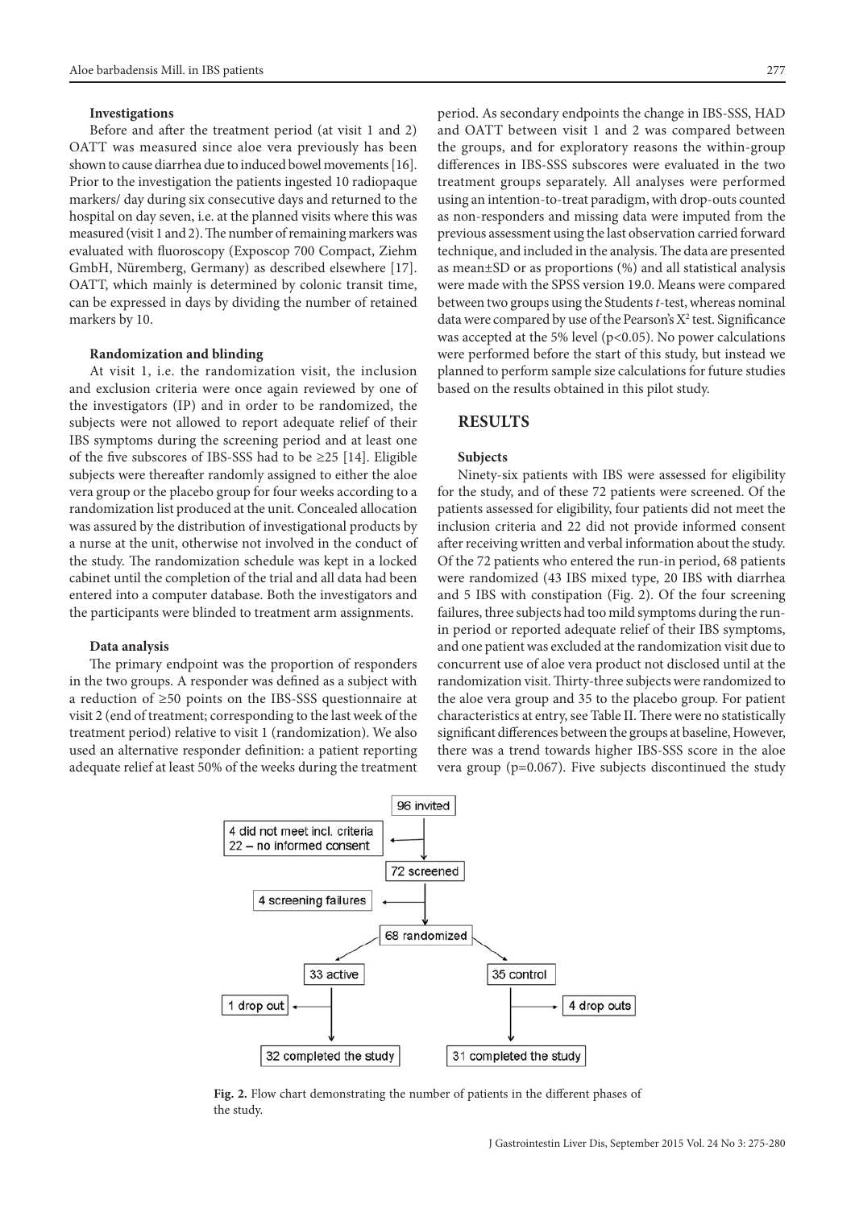### Investigations

Before and after the treatment period (at visit 1 and 2) OATT was measured since aloe vera previously has been shown to cause diarrhea due to induced bowel movements [16]. Prior to the investigation the patients ingested 10 radiopaque markers/ day during six consecutive days and returned to the hospital on day seven, i.e. at the planned visits where this was measured (visit 1 and 2). The number of remaining markers was evaluated with fluoroscopy (Exposcop 700 Compact, Ziehm GmbH, Nüremberg, Germany) as described elsewhere [17]. OATT, which mainly is determined by colonic transit time, can be expressed in days by dividing the number of retained markers by 10.

### Randomization and blinding

At visit 1, i.e. the randomization visit, the inclusion and exclusion criteria were once again reviewed by one of the investigators (IP) and in order to be randomized, the subjects were not allowed to report adequate relief of their IBS symptoms during the screening period and at least one of the five subscores of IBS-SSS had to be ≥25 [14]. Eligible subjects were thereafter randomly assigned to either the aloe vera group or the placebo group for four weeks according to a randomization list produced at the unit. Concealed allocation was assured by the distribution of investigational products by a nurse at the unit, otherwise not involved in the conduct of the study. The randomization schedule was kept in a locked cabinet until the completion of the trial and all data had been entered into a computer database. Both the investigators and the participants were blinded to treatment arm assignments.

### Data analysis

The primary endpoint was the proportion of responders in the two groups. A responder was defined as a subject with a reduction of ≥50 points on the IBS-SSS questionnaire at visit 2 (end of treatment; corresponding to the last week of the treatment period) relative to visit 1 (randomization). We also used an alternative responder definition: a patient reporting adequate relief at least 50% of the weeks during the treatment period. As secondary endpoints the change in IBS-SSS, HAD and OATT between visit 1 and 2 was compared between the groups, and for exploratory reasons the within-group differences in IBS-SSS subscores were evaluated in the two treatment groups separately. All analyses were performed using an intention-to-treat paradigm, with drop-outs counted as non-responders and missing data were imputed from the previous assessment using the last observation carried forward technique, and included in the analysis. The data are presented as mean±SD or as proportions (%) and all statistical analysis were made with the SPSS version 19.0. Means were compared between two groups using the Students *t*-test, whereas nominal data were compared by use of the Pearson's $X^2$ test. Significance was accepted at the 5% level ($p<0.05$). No power calculations were performed before the start of this study, but instead we planned to perform sample size calculations for future studies based on the results obtained in this pilot study.

## RESULTS

### Subjects

Ninety-six patients with IBS were assessed for eligibility for the study, and of these 72 patients were screened. Of the patients assessed for eligibility, four patients did not meet the inclusion criteria and 22 did not provide informed consent after receiving written and verbal information about the study. Of the 72 patients who entered the run-in period, 68 patients were randomized (43 IBS mixed type, 20 IBS with diarrhea and 5 IBS with constipation (Fig. 2). Of the four screening failures, three subjects had too mild symptoms during the run-in period or reported adequate relief of their IBS symptoms, and one patient was excluded at the randomization visit due to concurrent use of aloe vera product not disclosed until at the randomization visit. Thirty-three subjects were randomized to the aloe vera group and 35 to the placebo group. For patient characteristics at entry, see Table II. There were no statistically significant differences between the groups at baseline, However, there was a trend towards higher IBS-SSS score in the aloe vera group ($p=0.067$). Five subjects discontinued the study

**Fig. 2.** Flow chart demonstrating the number of patients in the different phases of the study.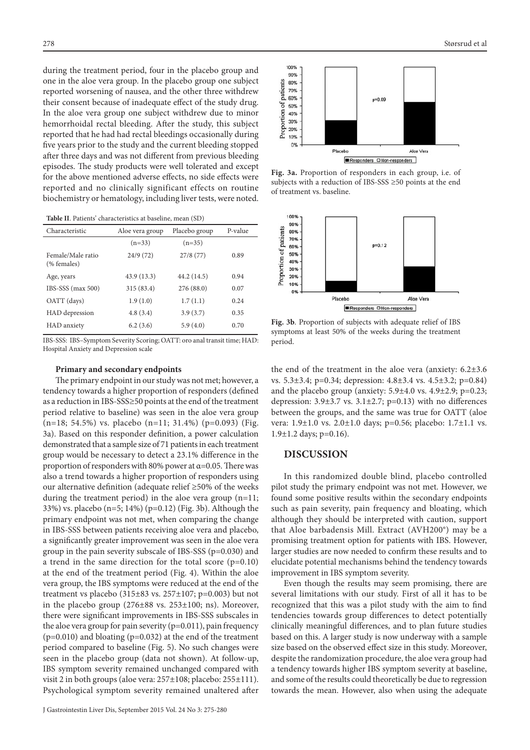during the treatment period, four in the placebo group and one in the aloe vera group. In the placebo group one subject reported worsening of nausea, and the other three withdrew their consent because of inadequate effect of the study drug. In the aloe vera group one subject withdrew due to minor hemorrhoidal rectal bleeding. After the study, this subject reported that he had had rectal bleedings occasionally during five years prior to the study and the current bleeding stopped after three days and was not different from previous bleeding episodes. The study products were well tolerated and except for the above mentioned adverse effects, no side effects were reported and no clinically significant effects on routine biochemistry or hematology, including liver tests, were noted.

**Table II**. Patients' characteristics at baseline, mean (SD)

| Characteristic | Aloe vera group | Placebo group | P-value |
|---|---|---|---|
| | (n=33) | (n=35) | |
| Female/Male ratio (% females) | 24/9 (72) | 27/8 (77) | 0.89 |
| Age, years | 43.9 (13.3) | 44.2 (14.5) | 0.94 |
| IBS-SSS (max 500) | 315 (83.4) | 276 (88.0) | 0.07 |
| OATT (days) | 1.9 (1.0) | 1.7 (1.1) | 0.24 |
| HAD depression | 4.8 (3.4) | 3.9 (3.7) | 0.35 |
| HAD anxiety | 6.2 (3.6) | 5.9 (4.0) | 0.70 |

IBS-SSS: IBS–Symptom Severity Scoring; OATT: oro anal transit time; HAD: Hospital Anxiety and Depression scale

#### Primary and secondary endpoints

The primary endpoint in our study was not met; however, a tendency towards a higher proportion of responders (defined as a reduction in IBS-SSS≥50 points at the end of the treatment period relative to baseline) was seen in the aloe vera group (n=18; 54.5%) vs. placebo (n=11; 31.4%) (p=0.093) (Fig. 3a). Based on this responder definition, a power calculation demonstrated that a sample size of 71 patients in each treatment group would be necessary to detect a 23.1% difference in the proportion of responders with 80% power at $\alpha$=0.05. There was also a trend towards a higher proportion of responders using our alternative definition (adequate relief ≥50% of the weeks during the treatment period) in the aloe vera group (n=11; 33%) vs. placebo (n=5; 14%) (p=0.12) (Fig. 3b). Although the primary endpoint was not met, when comparing the change in IBS-SSS between patients receiving aloe vera and placebo, a significantly greater improvement was seen in the aloe vera group in the pain severity subscale of IBS-SSS (p=0.030) and a trend in the same direction for the total score (p=0.10) at the end of the treatment period (Fig. 4). Within the aloe vera group, the IBS symptoms were reduced at the end of the treatment vs placebo (315±83 vs. 257±107; p=0.003) but not in the placebo group (276±88 vs. 253±100; ns). Moreover, there were significant improvements in IBS-SSS subscales in the aloe vera group for pain severity (p=0.011), pain frequency (p=0.010) and bloating (p=0.032) at the end of the treatment period compared to baseline (Fig. 5). No such changes were seen in the placebo group (data not shown). At follow-up, IBS symptom severity remained unchanged compared with visit 2 in both groups (aloe vera: 257±108; placebo: 255±111). Psychological symptom severity remained unaltered after the end of the treatment in the aloe vera (anxiety: 6.2±3.6 vs. 5.3±3.4; p=0.34; depression: 4.8±3.4 vs. 4.5±3.2; p=0.84) and the placebo group (anxiety: 5.9±4.0 vs. 4.9±2.9; p=0.23; depression: 3.9±3.7 vs. 3.1±2.7; p=0.13) with no differences between the groups, and the same was true for OATT (aloe vera: 1.9±1.0 vs. 2.0±1.0 days; p=0.56; placebo: 1.7±1.1 vs. 1.9±1.2 days; p=0.16).

**Fig. 3a.** Proportion of responders in each group, i.e. of subjects with a reduction of IBS-SSS ≥50 points at the end of treatment vs. baseline.

**Fig. 3b**. Proportion of subjects with adequate relief of IBS symptoms at least 50% of the weeks during the treatment period.

## DISCUSSION

In this randomized double blind, placebo controlled pilot study the primary endpoint was not met. However, we found some positive results within the secondary endpoints such as pain severity, pain frequency and bloating, which although they should be interpreted with caution, support that Aloe barbadensis Mill. Extract (AVH200®) may be a promising treatment option for patients with IBS. However, larger studies are now needed to confirm these results and to elucidate potential mechanisms behind the tendency towards improvement in IBS symptom severity.

Even though the results may seem promising, there are several limitations with our study. First of all it has to be recognized that this was a pilot study with the aim to find tendencies towards group differences to detect potentially clinically meaningful differences, and to plan future studies based on this. A larger study is now underway with a sample size based on the observed effect size in this study. Moreover, despite the randomization procedure, the aloe vera group had a tendency towards higher IBS symptom severity at baseline, and some of the results could theoretically be due to regression towards the mean. However, also when using the adequate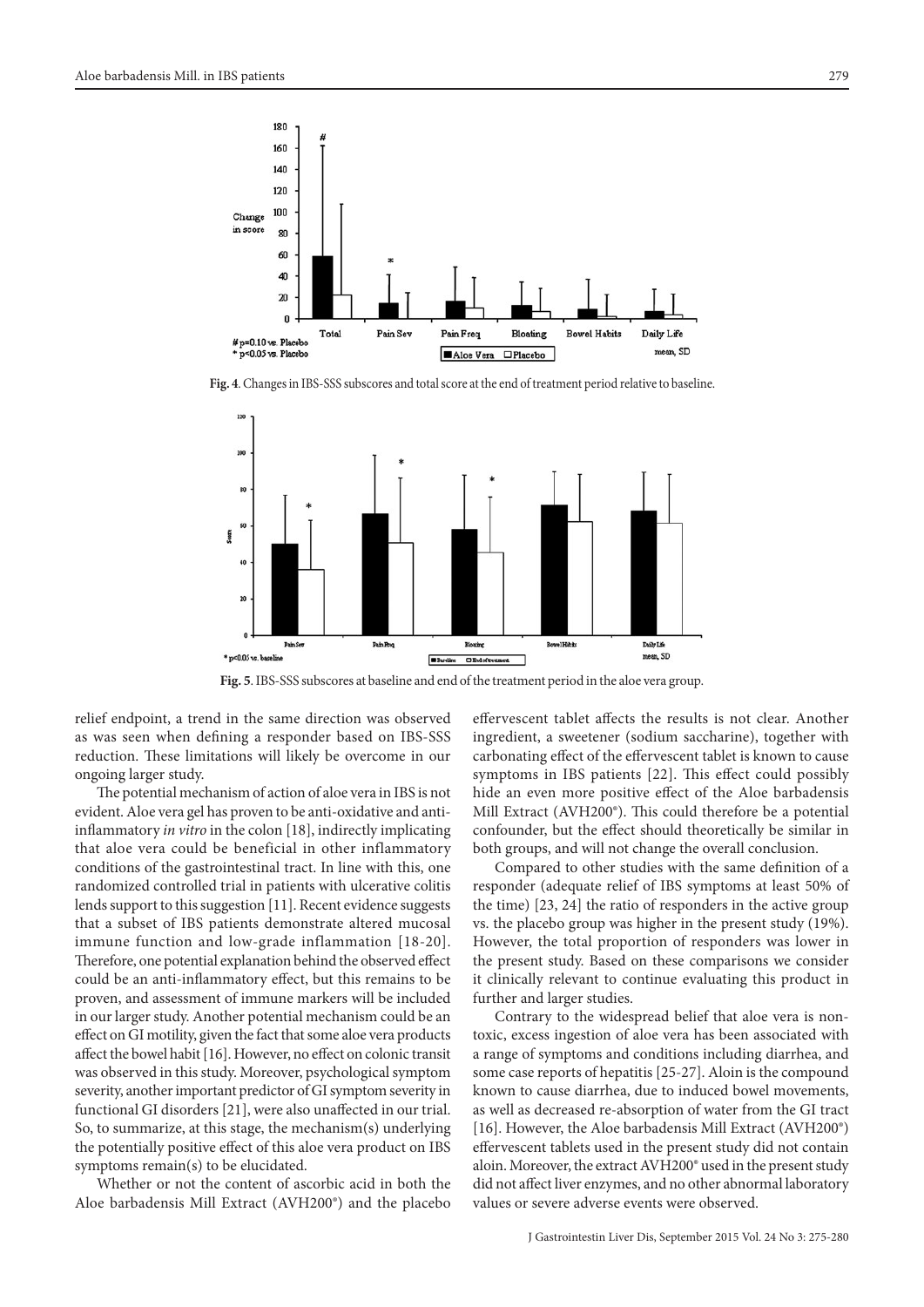**Fig. 4**. Changes in IBS-SSS subscores and total score at the end of treatment period relative to baseline.

**Fig. 5**. IBS-SSS subscores at baseline and end of the treatment period in the aloe vera group.

relief endpoint, a trend in the same direction was observed as was seen when defining a responder based on IBS-SSS reduction. These limitations will likely be overcome in our ongoing larger study.

The potential mechanism of action of aloe vera in IBS is not evident. Aloe vera gel has proven to be anti-oxidative and anti-inflammatory *in vitro* in the colon [18], indirectly implicating that aloe vera could be beneficial in other inflammatory conditions of the gastrointestinal tract. In line with this, one randomized controlled trial in patients with ulcerative colitis lends support to this suggestion [11]. Recent evidence suggests that a subset of IBS patients demonstrate altered mucosal immune function and low-grade inflammation [18-20]. Therefore, one potential explanation behind the observed effect could be an anti-inflammatory effect, but this remains to be proven, and assessment of immune markers will be included in our larger study. Another potential mechanism could be an effect on GI motility, given the fact that some aloe vera products affect the bowel habit [16]. However, no effect on colonic transit was observed in this study. Moreover, psychological symptom severity, another important predictor of GI symptom severity in functional GI disorders [21], were also unaffected in our trial. So, to summarize, at this stage, the mechanism(s) underlying the potentially positive effect of this aloe vera product on IBS symptoms remain(s) to be elucidated.

Whether or not the content of ascorbic acid in both the Aloe barbadensis Mill Extract (AVH200®) and the placebo effervescent tablet affects the results is not clear. Another ingredient, a sweetener (sodium saccharine), together with carbonating effect of the effervescent tablet is known to cause symptoms in IBS patients [22]. This effect could possibly hide an even more positive effect of the Aloe barbadensis Mill Extract (AVH200®). This could therefore be a potential confounder, but the effect should theoretically be similar in both groups, and will not change the overall conclusion.

Compared to other studies with the same definition of a responder (adequate relief of IBS symptoms at least 50% of the time) [23, 24] the ratio of responders in the active group vs. the placebo group was higher in the present study (19%). However, the total proportion of responders was lower in the present study. Based on these comparisons we consider it clinically relevant to continue evaluating this product in further and larger studies.

Contrary to the widespread belief that aloe vera is non-toxic, excess ingestion of aloe vera has been associated with a range of symptoms and conditions including diarrhea, and some case reports of hepatitis [25-27]. Aloin is the compound known to cause diarrhea, due to induced bowel movements, as well as decreased re-absorption of water from the GI tract [16]. However, the Aloe barbadensis Mill Extract (AVH200®) effervescent tablets used in the present study did not contain aloin. Moreover, the extract AVH200® used in the present study did not affect liver enzymes, and no other abnormal laboratory values or severe adverse events were observed.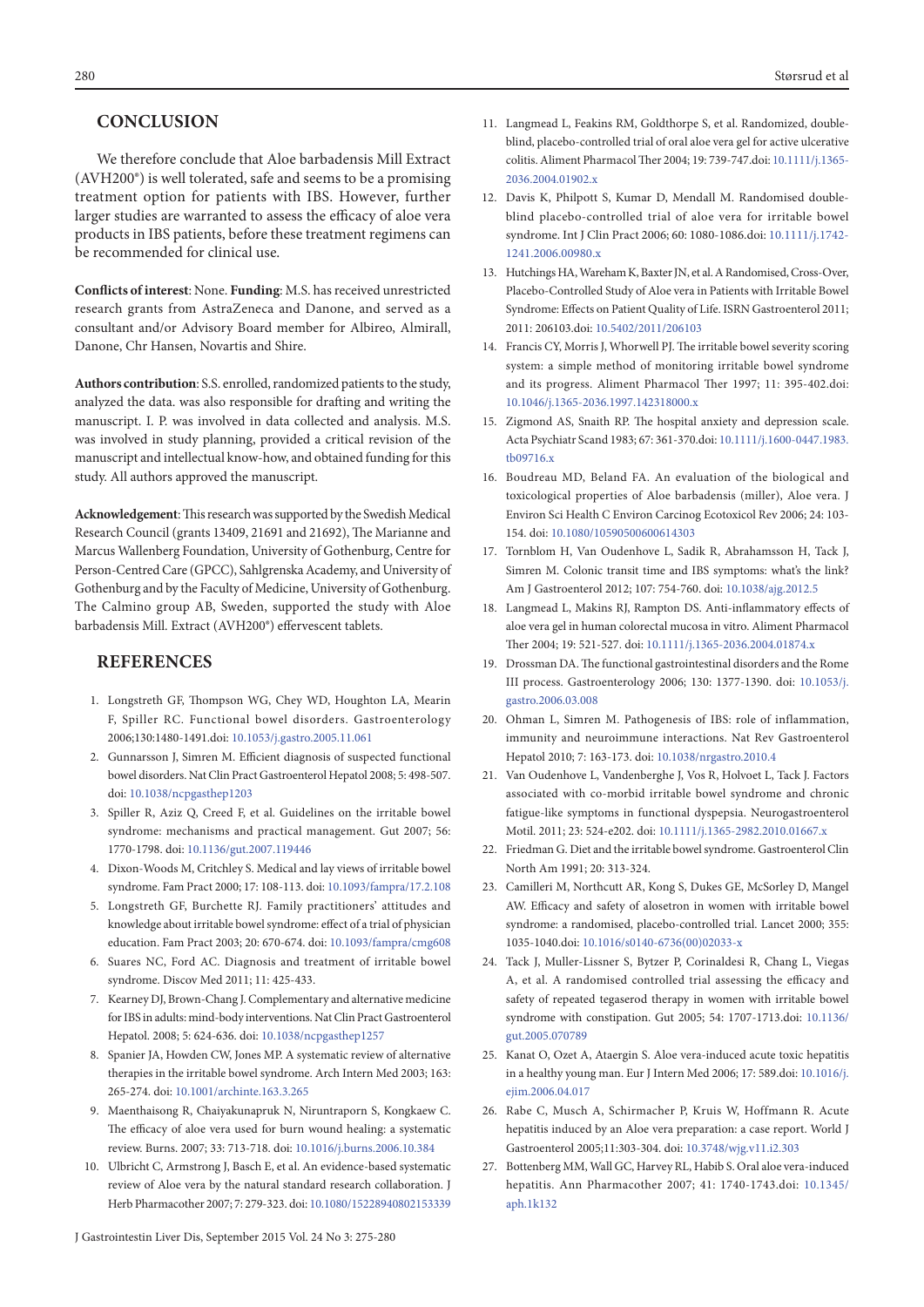## CONCLUSION

We therefore conclude that Aloe barbadensis Mill Extract (AVH200®) is well tolerated, safe and seems to be a promising treatment option for patients with IBS. However, further larger studies are warranted to assess the efficacy of aloe vera products in IBS patients, before these treatment regimens can be recommended for clinical use.

**Conflicts of interest**: None. **Funding**: M.S. has received unrestricted research grants from AstraZeneca and Danone, and served as a consultant and/or Advisory Board member for Albireo, Almirall, Danone, Chr Hansen, Novartis and Shire.

**Authors contribution**: S.S. enrolled, randomized patients to the study, analyzed the data. was also responsible for drafting and writing the manuscript. I. P. was involved in data collected and analysis. M.S. was involved in study planning, provided a critical revision of the manuscript and intellectual know-how, and obtained funding for this study. All authors approved the manuscript.

**Acknowledgement**: This research was supported by the Swedish Medical Research Council (grants 13409, 21691 and 21692), The Marianne and Marcus Wallenberg Foundation, University of Gothenburg, Centre for Person-Centred Care (GPCC), Sahlgrenska Academy, and University of Gothenburg and by the Faculty of Medicine, University of Gothenburg. The Calmino group AB, Sweden, supported the study with Aloe barbadensis Mill. Extract (AVH200®) effervescent tablets.

## REFERENCES

1. Longstreth GF, Thompson WG, Chey WD, Houghton LA, Mearin F, Spiller RC. Functional bowel disorders. Gastroenterology 2006;130:1480-1491.doi: 10.1053/j.gastro.2005.11.061
2. Gunnarsson J, Simren M. Efficient diagnosis of suspected functional bowel disorders. Nat Clin Pract Gastroenterol Hepatol 2008; 5: 498-507. doi: 10.1038/ncpgasthep1203
3. Spiller R, Aziz Q, Creed F, et al. Guidelines on the irritable bowel syndrome: mechanisms and practical management. Gut 2007; 56: 1770-1798. doi: 10.1136/gut.2007.119446
4. Dixon-Woods M, Critchley S. Medical and lay views of irritable bowel syndrome. Fam Pract 2000; 17: 108-113. doi: 10.1093/fampra/17.2.108
5. Longstreth GF, Burchette RJ. Family practitioners' attitudes and knowledge about irritable bowel syndrome: effect of a trial of physician education. Fam Pract 2003; 20: 670-674. doi: 10.1093/fampra/cmg608
6. Suares NC, Ford AC. Diagnosis and treatment of irritable bowel syndrome. Discov Med 2011; 11: 425-433.
7. Kearney DJ, Brown-Chang J. Complementary and alternative medicine for IBS in adults: mind-body interventions. Nat Clin Pract Gastroenterol Hepatol. 2008; 5: 624-636. doi: 10.1038/ncpgasthep1257
8. Spanier JA, Howden CW, Jones MP. A systematic review of alternative therapies in the irritable bowel syndrome. Arch Intern Med 2003; 163: 265-274. doi: 10.1001/archinte.163.3.265
9. Maenthaisong R, Chaiyakunapruk N, Niruntraporn S, Kongkaew C. The efficacy of aloe vera used for burn wound healing: a systematic review. Burns. 2007; 33: 713-718. doi: 10.1016/j.burns.2006.10.384
10. Ulbricht C, Armstrong J, Basch E, et al. An evidence-based systematic review of Aloe vera by the natural standard research collaboration. J Herb Pharmacother 2007; 7: 279-323. doi: 10.1080/15228940802153339
11. Langmead L, Feakins RM, Goldthorpe S, et al. Randomized, double-blind, placebo-controlled trial of oral aloe vera gel for active ulcerative colitis. Aliment Pharmacol Ther 2004; 19: 739-747.doi: 10.1111/j.1365-2036.2004.01902.x
12. Davis K, Philpott S, Kumar D, Mendall M. Randomised double-blind placebo-controlled trial of aloe vera for irritable bowel syndrome. Int J Clin Pract 2006; 60: 1080-1086.doi: 10.1111/j.1742-1241.2006.00980.x
13. Hutchings HA, Wareham K, Baxter JN, et al. A Randomised, Cross-Over, Placebo-Controlled Study of Aloe vera in Patients with Irritable Bowel Syndrome: Effects on Patient Quality of Life. ISRN Gastroenterol 2011; 2011: 206103.doi: 10.5402/2011/206103
14. Francis CY, Morris J, Whorwell PJ. The irritable bowel severity scoring system: a simple method of monitoring irritable bowel syndrome and its progress. Aliment Pharmacol Ther 1997; 11: 395-402.doi: 10.1046/j.1365-2036.1997.142318000.x
15. Zigmond AS, Snaith RP. The hospital anxiety and depression scale. Acta Psychiatr Scand 1983; 67: 361-370.doi: 10.1111/j.1600-0447.1983.tb09716.x
16. Boudreau MD, Beland FA. An evaluation of the biological and toxicological properties of Aloe barbadensis (miller), Aloe vera. J Environ Sci Health C Environ Carcinog Ecotoxicol Rev 2006; 24: 103-154. doi: 10.1080/10590500600614303
17. Tornblom H, Van Oudenhove L, Sadik R, Abrahamsson H, Tack J, Simren M. Colonic transit time and IBS symptoms: what's the link? Am J Gastroenterol 2012; 107: 754-760. doi: 10.1038/ajg.2012.5
18. Langmead L, Makins RJ, Rampton DS. Anti-inflammatory effects of aloe vera gel in human colorectal mucosa in vitro. Aliment Pharmacol Ther 2004; 19: 521-527. doi: 10.1111/j.1365-2036.2004.01874.x
19. Drossman DA. The functional gastrointestinal disorders and the Rome III process. Gastroenterology 2006; 130: 1377-1390. doi: 10.1053/j.gastro.2006.03.008
20. Ohman L, Simren M. Pathogenesis of IBS: role of inflammation, immunity and neuroimmune interactions. Nat Rev Gastroenterol Hepatol 2010; 7: 163-173. doi: 10.1038/nrgastro.2010.4
21. Van Oudenhove L, Vandenberghe J, Vos R, Holvoet L, Tack J. Factors associated with co-morbid irritable bowel syndrome and chronic fatigue-like symptoms in functional dyspepsia. Neurogastroenterol Motil. 2011; 23: 524-e202. doi: 10.1111/j.1365-2982.2010.01667.x
22. Friedman G. Diet and the irritable bowel syndrome. Gastroenterol Clin North Am 1991; 20: 313-324.
23. Camilleri M, Northcutt AR, Kong S, Dukes GE, McSorley D, Mangel AW. Efficacy and safety of alosetron in women with irritable bowel syndrome: a randomised, placebo-controlled trial. Lancet 2000; 355: 1035-1040.doi: 10.1016/s0140-6736(00)02033-x
24. Tack J, Muller-Lissner S, Bytzer P, Corinaldesi R, Chang L, Viegas A, et al. A randomised controlled trial assessing the efficacy and safety of repeated tegaserod therapy in women with irritable bowel syndrome with constipation. Gut 2005; 54: 1707-1713.doi: 10.1136/gut.2005.070789
25. Kanat O, Ozet A, Ataergin S. Aloe vera-induced acute toxic hepatitis in a healthy young man. Eur J Intern Med 2006; 17: 589.doi: 10.1016/j.ejim.2006.04.017
26. Rabe C, Musch A, Schirmacher P, Kruis W, Hoffmann R. Acute hepatitis induced by an Aloe vera preparation: a case report. World J Gastroenterol 2005;11:303-304. doi: 10.3748/wjg.v11.i2.303
27. Bottenberg MM, Wall GC, Harvey RL, Habib S. Oral aloe vera-induced hepatitis. Ann Pharmacother 2007; 41: 1740-1743.doi: 10.1345/aph.1k132